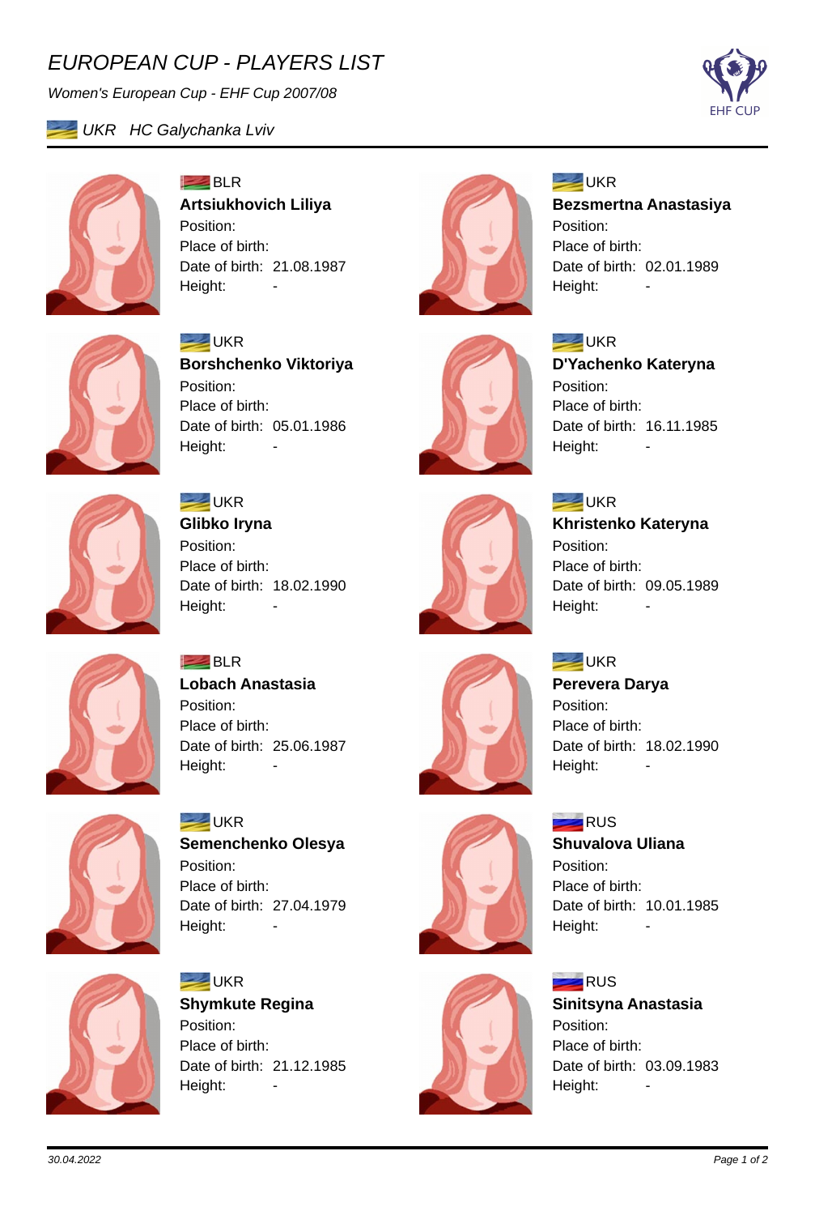# EUROPEAN CUP - PLAYERS LIST

*Women's European Cup - EHF Cup 2007/08*

*UKR HC Galychanka Lviv*

---

BLR
**Artsiukhovich Liliya**
Position:
Place of birth:
Date of birth: 21.08.1987
Height: -

UKR
**Bezsmertna Anastasiya**
Position:
Place of birth:
Date of birth: 02.01.1989
Height: -

UKR
**Borshchenko Viktoriya**
Position:
Place of birth:
Date of birth: 05.01.1986
Height: -

UKR
**D'Yachenko Kateryna**
Position:
Place of birth:
Date of birth: 16.11.1985
Height: -

UKR
**Glibko Iryna**
Position:
Place of birth:
Date of birth: 18.02.1990
Height: -

UKR
**Khristenko Kateryna**
Position:
Place of birth:
Date of birth: 09.05.1989
Height: -

BLR
**Lobach Anastasia**
Position:
Place of birth:
Date of birth: 25.06.1987
Height: -

UKR
**Perevera Darya**
Position:
Place of birth:
Date of birth: 18.02.1990
Height: -

UKR
**Semenchenko Olesya**
Position:
Place of birth:
Date of birth: 27.04.1979
Height: -

RUS
**Shuvalova Uliana**
Position:
Place of birth:
Date of birth: 10.01.1985
Height: -

UKR
**Shymkute Regina**
Position:
Place of birth:
Date of birth: 21.12.1985
Height: -

RUS
**Sinitsyna Anastasia**
Position:
Place of birth:
Date of birth: 03.09.1983
Height: -

30.04.2022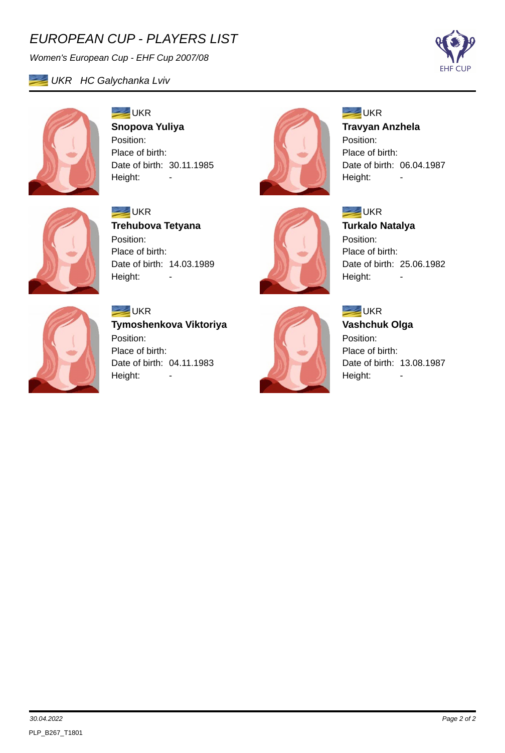# EUROPEAN CUP - PLAYERS LIST

*Women's European Cup - EHF Cup 2007/08*

*UKR HC Galychanka Lviv*

UKR
**Snopova Yuliya**
Position:
Place of birth:
Date of birth: 30.11.1985
Height: -

UKR
**Travyan Anzhela**
Position:
Place of birth:
Date of birth: 06.04.1987
Height: -

UKR
**Trehubova Tetyana**
Position:
Place of birth:
Date of birth: 14.03.1989
Height: -

UKR
**Turkalo Natalya**
Position:
Place of birth:
Date of birth: 25.06.1982
Height: -

UKR
**Tymoshenkova Viktoriya**
Position:
Place of birth:
Date of birth: 04.11.1983
Height: -

UKR
**Vashchuk Olga**
Position:
Place of birth:
Date of birth: 13.08.1987
Height: -

*30.04.2022*

PLP_B267_T1801